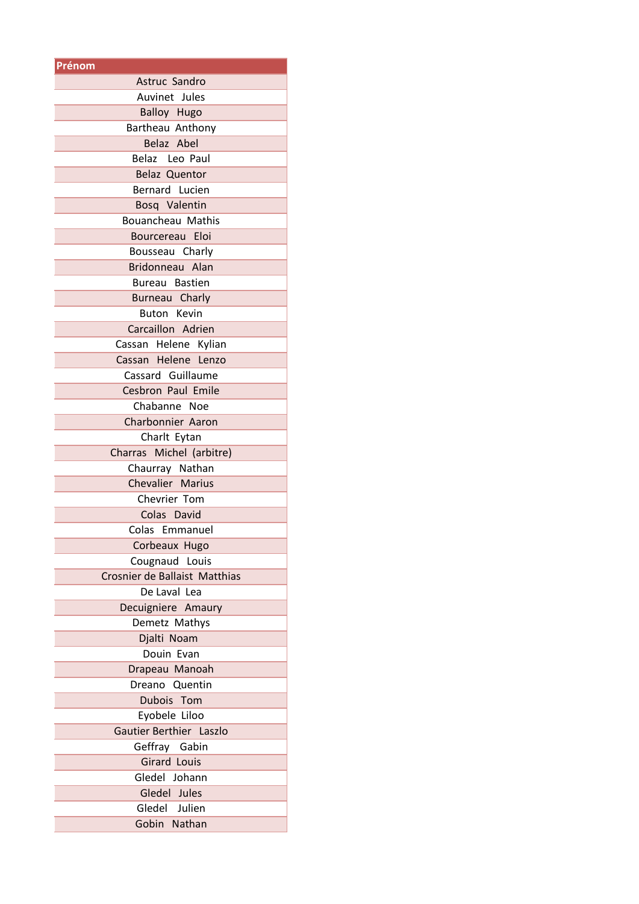| Prénom |
| --- |
| Astruc Sandro |
| Auvinet Jules |
| Balloy Hugo |
| Bartheau Anthony |
| Belaz Abel |
| Belaz Leo Paul |
| Belaz Quentor |
| Bernard Lucien |
| Bosq Valentin |
| Bouancheau Mathis |
| Bourcereau Eloi |
| Bousseau Charly |
| Bridonneau Alan |
| Bureau Bastien |
| Burneau Charly |
| Buton Kevin |
| Carcaillon Adrien |
| Cassan Helene Kylian |
| Cassan Helene Lenzo |
| Cassard Guillaume |
| Cesbron Paul Emile |
| Chabanne Noe |
| Charbonnier Aaron |
| Charlt Eytan |
| Charras Michel (arbitre) |
| Chaurray Nathan |
| Chevalier Marius |
| Chevrier Tom |
| Colas David |
| Colas Emmanuel |
| Corbeaux Hugo |
| Cougnaud Louis |
| Crosnier de Ballaist Matthias |
| De Laval Lea |
| Decuigniere Amaury |
| Demetz Mathys |
| Djalti Noam |
| Douin Evan |
| Drapeau Manoah |
| Dreano Quentin |
| Dubois Tom |
| Eyobele Liloo |
| Gautier Berthier Laszlo |
| Geffray Gabin |
| Girard Louis |
| Gledel Johann |
| Gledel Jules |
| Gledel Julien |
| Gobin Nathan |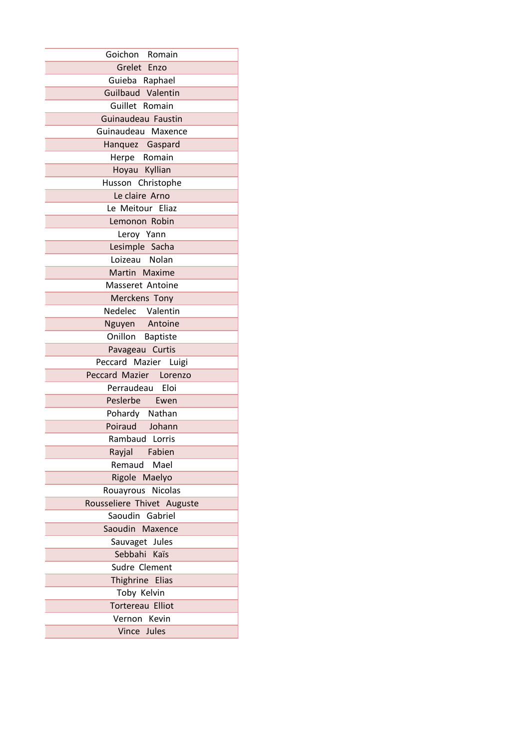| |
|---|
| Goichon Romain |
| Grelet Enzo |
| Guieba Raphael |
| Guilbaud Valentin |
| Guillet Romain |
| Guinaudeau Faustin |
| Guinaudeau Maxence |
| Hanquez Gaspard |
| Herpe Romain |
| Hoyau Kyllian |
| Husson Christophe |
| Le claire Arno |
| Le Meitour Eliaz |
| Lemonon Robin |
| Leroy Yann |
| Lesimple Sacha |
| Loizeau Nolan |
| Martin Maxime |
| Masseret Antoine |
| Merckens Tony |
| Nedelec Valentin |
| Nguyen Antoine |
| Onillon Baptiste |
| Pavageau Curtis |
| Peccard Mazier Luigi |
| Peccard Mazier Lorenzo |
| Perraudeau Eloi |
| Peslerbe Ewen |
| Pohardy Nathan |
| Poiraud Johann |
| Rambaud Lorris |
| Rayjal Fabien |
| Remaud Mael |
| Rigole Maelyo |
| Rouayrous Nicolas |
| Rousseliere Thivet Auguste |
| Saoudin Gabriel |
| Saoudin Maxence |
| Sauvaget Jules |
| Sebbahi Kaïs |
| Sudre Clement |
| Thighrine Elias |
| Toby Kelvin |
| Tortereau Elliot |
| Vernon Kevin |
| Vince Jules |